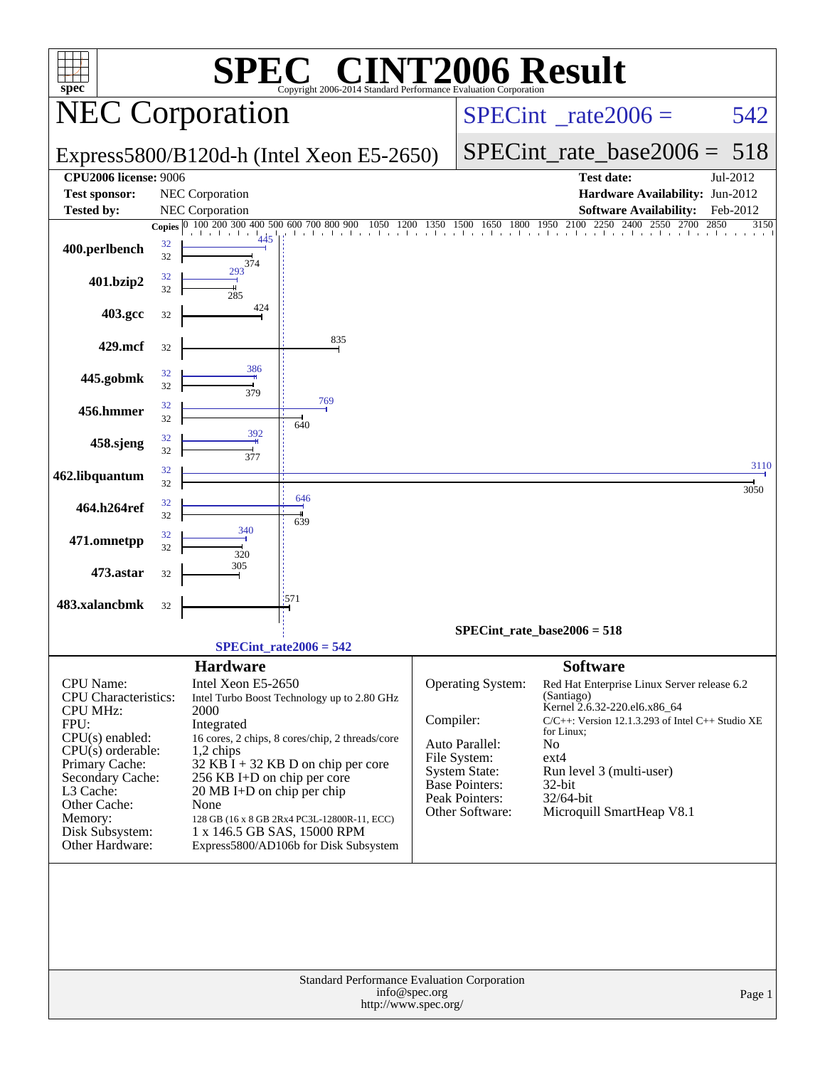# SPEC® CINT2006 Result

Copyright 2006-2014 Standard Performance Evaluation Corporation

## NEC Corporation

Express5800/B120d-h (Intel Xeon E5-2650)

SPECint_rate2006 = 542

SPECint_rate_base2006 = 518

**CPU2006 license:** 9006
**Test sponsor:** NEC Corporation
**Tested by:** NEC Corporation

**Test date:** Jul-2012
**Hardware Availability:** Jun-2012
**Software Availability:** Feb-2012

Copies
0 100 200 300 400 500 600 700 800 900 1050 1200 1350 1500 1650 1800 1950 2100 2250 2400 2550 2700 2850 3150

400.perlbench 32 32 445 374
401.bzip2 32 32 293 285
403.gcc 32 424
429.mcf 32 835
445.gobmk 32 32 386 379
456.hmmer 32 32 769 640
458.sjeng 32 32 392 377
462.libquantum 32 32 3110 3050
464.h264ref 32 32 646 639
471.omnetpp 32 32 340 320
473.astar 32 305
483.xalancbmk 32 571

SPECint_rate_base2006 = 518

SPECint_rate2006 = 542

### Hardware

| | |
|---|---|
| CPU Name: | Intel Xeon E5-2650 |
| CPU Characteristics: | Intel Turbo Boost Technology up to 2.80 GHz |
| CPU MHz: | 2000 |
| FPU: | Integrated |
| CPU(s) enabled: | 16 cores, 2 chips, 8 cores/chip, 2 threads/core |
| CPU(s) orderable: | 1,2 chips |
| Primary Cache: | 32 KB I + 32 KB D on chip per core |
| Secondary Cache: | 256 KB I+D on chip per core |
| L3 Cache: | 20 MB I+D on chip per chip |
| Other Cache: | None |
| Memory: | 128 GB (16 x 8 GB 2Rx4 PC3L-12800R-11, ECC) |
| Disk Subsystem: | 1 x 146.5 GB SAS, 15000 RPM |
| Other Hardware: | Express5800/AD106b for Disk Subsystem |

### Software

| | |
|---|---|
| Operating System: | Red Hat Enterprise Linux Server release 6.2 (Santiago) Kernel 2.6.32-220.el6.x86_64 |
| Compiler: | C/C++: Version 12.1.3.293 of Intel C++ Studio XE for Linux; |
| Auto Parallel: | No |
| File System: | ext4 |
| System State: | Run level 3 (multi-user) |
| Base Pointers: | 32-bit |
| Peak Pointers: | 32/64-bit |
| Other Software: | Microquill SmartHeap V8.1 |

Standard Performance Evaluation Corporation
info@spec.org
http://www.spec.org/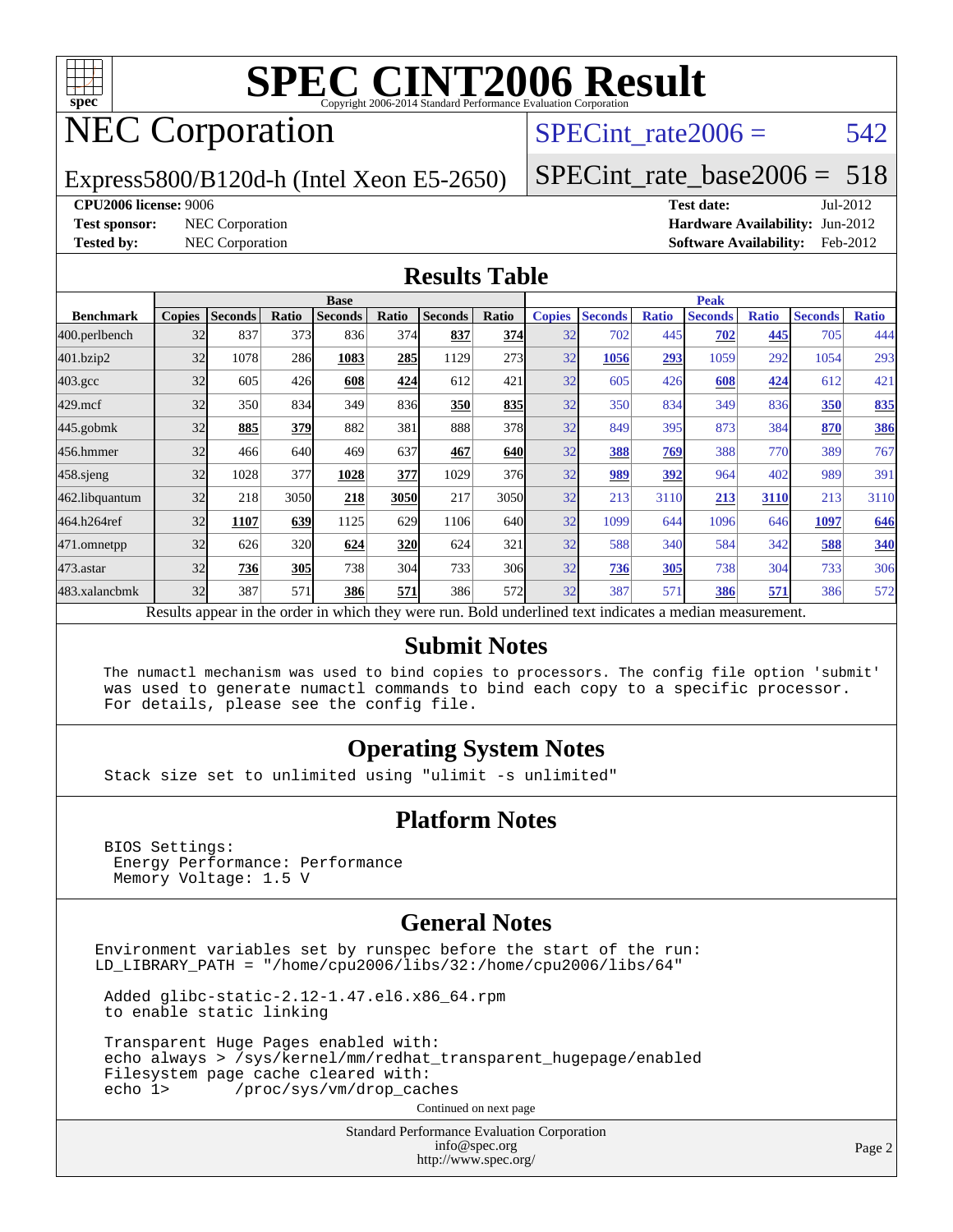# SPEC CINT2006 Result

Copyright 2006-2014 Standard Performance Evaluation Corporation

## NEC Corporation

Express5800/B120d-h (Intel Xeon E5-2650)

SPECint_rate2006 = 542

SPECint_rate_base2006 = 518

**CPU2006 license:** 9006
**Test sponsor:** NEC Corporation
**Tested by:** NEC Corporation

**Test date:** Jul-2012
**Hardware Availability:** Jun-2012
**Software Availability:** Feb-2012

## Results Table

| | Base | | | | | | | Peak | | | | | | |
|---|---|---|---|---|---|---|---|---|---|---|---|---|---|---|
| **Benchmark** | **Copies** | **Seconds** | **Ratio** | **Seconds** | **Ratio** | **Seconds** | **Ratio** | **Copies** | **Seconds** | **Ratio** | **Seconds** | **Ratio** | **Seconds** | **Ratio** |
| 400.perlbench | 32 | 837 | 373 | 836 | 374 | **837** | **374** | 32 | 702 | 445 | **702** | **445** | 705 | 444 |
| 401.bzip2 | 32 | 1078 | 286 | **1083** | **285** | 1129 | 273 | 32 | **1056** | **293** | 1059 | 292 | 1054 | 293 |
| 403.gcc | 32 | 605 | 426 | **608** | **424** | 612 | 421 | 32 | 605 | 426 | **608** | **424** | 612 | 421 |
| 429.mcf | 32 | 350 | 834 | 349 | 836 | **350** | **835** | 32 | 350 | 834 | 349 | 836 | **350** | **835** |
| 445.gobmk | 32 | **885** | **379** | 882 | 381 | 888 | 378 | 32 | 849 | 395 | 873 | 384 | **870** | **386** |
| 456.hmmer | 32 | 466 | 640 | 469 | 637 | **467** | **640** | 32 | **388** | **769** | 388 | 770 | 389 | 767 |
| 458.sjeng | 32 | 1028 | 377 | **1028** | **377** | 1029 | 376 | 32 | **989** | **392** | 964 | 402 | 989 | 391 |
| 462.libquantum | 32 | 218 | 3050 | **218** | **3050** | 217 | 3050 | 32 | 213 | 3110 | **213** | **3110** | 213 | 3110 |
| 464.h264ref | 32 | **1107** | **639** | 1125 | 629 | 1106 | 640 | 32 | 1099 | 644 | 1096 | 646 | **1097** | **646** |
| 471.omnetpp | 32 | 626 | 320 | **624** | **320** | 624 | 321 | 32 | 588 | 340 | 584 | 342 | **588** | **340** |
| 473.astar | 32 | **736** | **305** | 738 | 304 | 733 | 306 | 32 | **736** | **305** | 738 | 304 | 733 | 306 |
| 483.xalancbmk | 32 | 387 | 571 | **386** | **571** | 386 | 572 | 32 | 387 | 571 | **386** | **571** | 386 | 572 |

Results appear in the order in which they were run. Bold underlined text indicates a median measurement.

## Submit Notes

```
The numactl mechanism was used to bind copies to processors. The config file option 'submit'
was used to generate numactl commands to bind each copy to a specific processor.
For details, please see the config file.
```

## Operating System Notes

```
Stack size set to unlimited using "ulimit -s unlimited"
```

## Platform Notes

```
BIOS Settings:
 Energy Performance: Performance
 Memory Voltage: 1.5 V
```

## General Notes

```
Environment variables set by runspec before the start of the run:
LD_LIBRARY_PATH = "/home/cpu2006/libs/32:/home/cpu2006/libs/64"

 Added glibc-static-2.12-1.47.el6.x86_64.rpm
 to enable static linking

 Transparent Huge Pages enabled with:
 echo always > /sys/kernel/mm/redhat_transparent_hugepage/enabled
 Filesystem page cache cleared with:
 echo 1>       /proc/sys/vm/drop_caches
```

Continued on next page

Standard Performance Evaluation Corporation
info@spec.org
http://www.spec.org/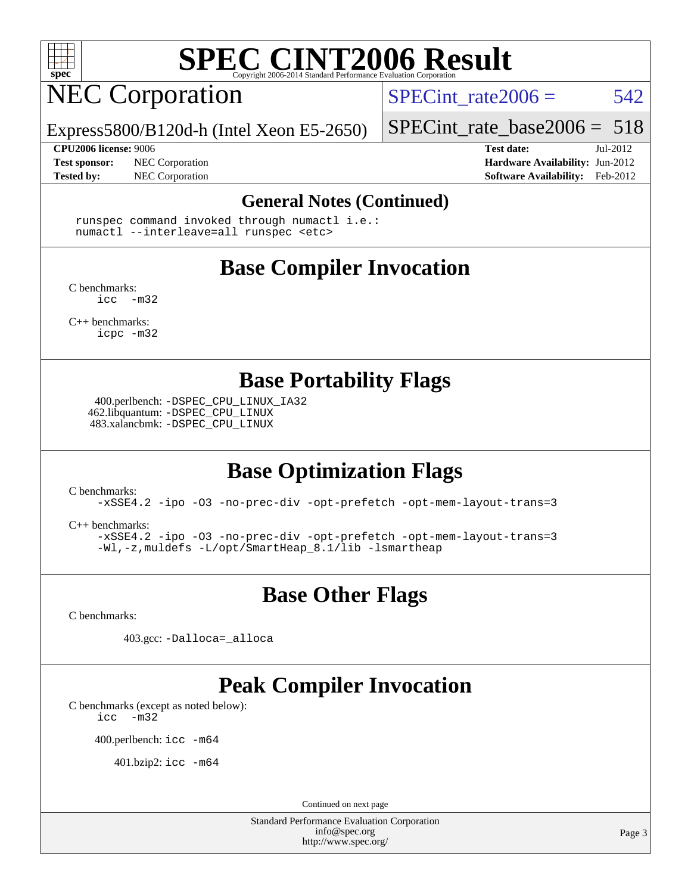# SPEC CINT2006 Result

Copyright 2006-2014 Standard Performance Evaluation Corporation

## NEC Corporation

Express5800/B120d-h (Intel Xeon E5-2650)

SPECint_rate2006 = 542

SPECint_rate_base2006 = 518

| | | | |
|---|---|---|---|
| **CPU2006 license:** 9006 | | **Test date:** | Jul-2012 |
| **Test sponsor:** | NEC Corporation | **Hardware Availability:** | Jun-2012 |
| **Tested by:** | NEC Corporation | **Software Availability:** | Feb-2012 |

### General Notes (Continued)

```
runspec command invoked through numactl i.e.:
numactl --interleave=all runspec <etc>
```

## Base Compiler Invocation

C benchmarks:
```
icc  -m32
```

C++ benchmarks:
```
icpc -m32
```

## Base Portability Flags

400.perlbench: `-DSPEC_CPU_LINUX_IA32`
462.libquantum: `-DSPEC_CPU_LINUX`
483.xalancbmk: `-DSPEC_CPU_LINUX`

## Base Optimization Flags

C benchmarks:
```
-xSSE4.2 -ipo -O3 -no-prec-div -opt-prefetch -opt-mem-layout-trans=3
```

C++ benchmarks:
```
-xSSE4.2 -ipo -O3 -no-prec-div -opt-prefetch -opt-mem-layout-trans=3
-Wl,-z,muldefs -L/opt/SmartHeap_8.1/lib -lsmartheap
```

## Base Other Flags

C benchmarks:

403.gcc: `-Dalloca=_alloca`

## Peak Compiler Invocation

C benchmarks (except as noted below):
```
icc  -m32
```

400.perlbench: `icc -m64`

401.bzip2: `icc -m64`

Continued on next page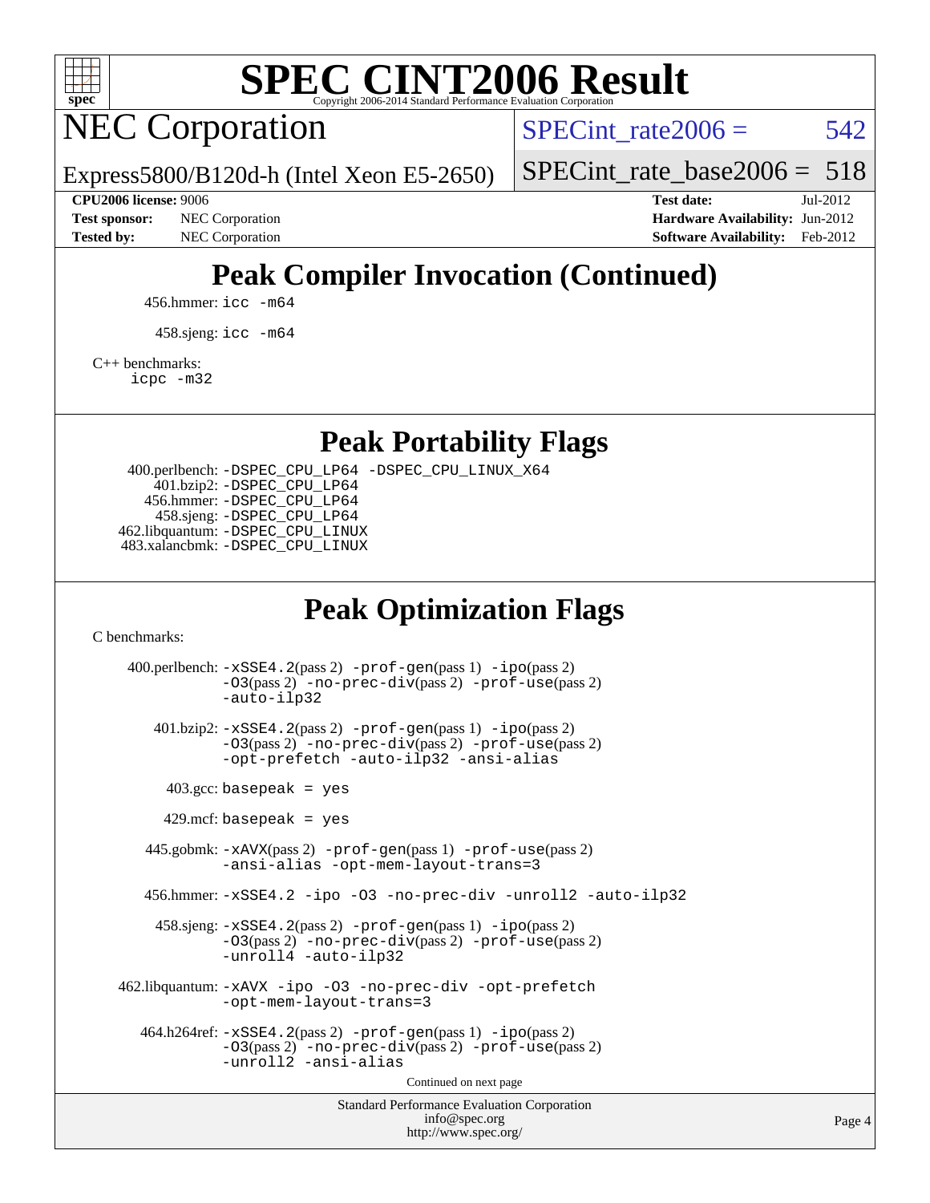# SPEC CINT2006 Result

Copyright 2006-2014 Standard Performance Evaluation Corporation

# NEC Corporation

Express5800/B120d-h (Intel Xeon E5-2650)

SPECint_rate2006 = 542

SPECint_rate_base2006 = 518

**CPU2006 license:** 9006
**Test sponsor:** NEC Corporation
**Tested by:** NEC Corporation

**Test date:** Jul-2012
**Hardware Availability:** Jun-2012
**Software Availability:** Feb-2012

## Peak Compiler Invocation (Continued)

456.hmmer: `icc -m64`

458.sjeng: `icc -m64`

C++ benchmarks:
`icpc -m32`

## Peak Portability Flags

400.perlbench: `-DSPEC_CPU_LP64 -DSPEC_CPU_LINUX_X64`
401.bzip2: `-DSPEC_CPU_LP64`
456.hmmer: `-DSPEC_CPU_LP64`
458.sjeng: `-DSPEC_CPU_LP64`
462.libquantum: `-DSPEC_CPU_LINUX`
483.xalancbmk: `-DSPEC_CPU_LINUX`

## Peak Optimization Flags

C benchmarks:

400.perlbench: `-xSSE4.2`(pass 2) `-prof-gen`(pass 1) `-ipo`(pass 2) `-O3`(pass 2) `-no-prec-div`(pass 2) `-prof-use`(pass 2) `-auto-ilp32`

401.bzip2: `-xSSE4.2`(pass 2) `-prof-gen`(pass 1) `-ipo`(pass 2) `-O3`(pass 2) `-no-prec-div`(pass 2) `-prof-use`(pass 2) `-opt-prefetch -auto-ilp32 -ansi-alias`

403.gcc: `basepeak = yes`

429.mcf: `basepeak = yes`

445.gobmk: `-xAVX`(pass 2) `-prof-gen`(pass 1) `-prof-use`(pass 2) `-ansi-alias -opt-mem-layout-trans=3`

456.hmmer: `-xSSE4.2 -ipo -O3 -no-prec-div -unroll2 -auto-ilp32`

458.sjeng: `-xSSE4.2`(pass 2) `-prof-gen`(pass 1) `-ipo`(pass 2) `-O3`(pass 2) `-no-prec-div`(pass 2) `-prof-use`(pass 2) `-unroll4 -auto-ilp32`

462.libquantum: `-xAVX -ipo -O3 -no-prec-div -opt-prefetch -opt-mem-layout-trans=3`

464.h264ref: `-xSSE4.2`(pass 2) `-prof-gen`(pass 1) `-ipo`(pass 2) `-O3`(pass 2) `-no-prec-div`(pass 2) `-prof-use`(pass 2) `-unroll2 -ansi-alias`

Continued on next page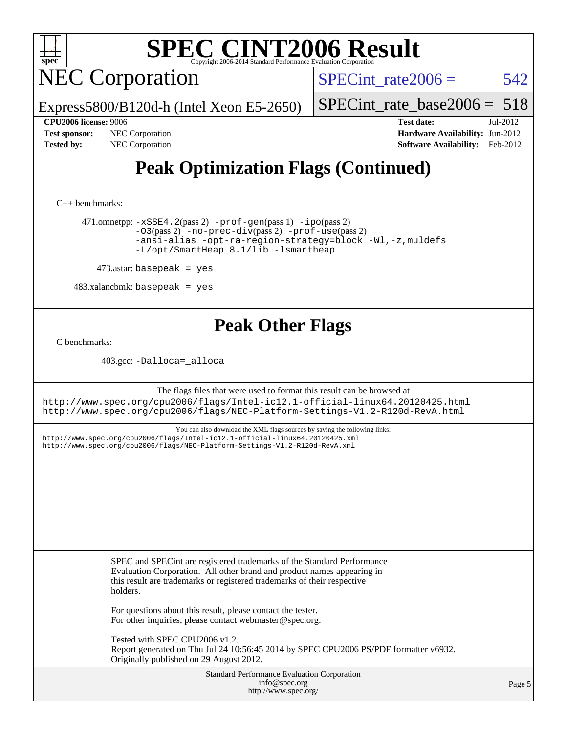# Peak Optimization Flags (Continued)

C++ benchmarks:

471.omnetpp: `-xSSE4.2`(pass 2) `-prof-gen`(pass 1) `-ipo`(pass 2) `-O3`(pass 2) `-no-prec-div`(pass 2) `-prof-use`(pass 2) `-ansi-alias` `-opt-ra-region-strategy=block` `-Wl,-z,muldefs` `-L/opt/SmartHeap_8.1/lib -lsmartheap`

473.astar: `basepeak = yes`

483.xalancbmk: `basepeak = yes`

# Peak Other Flags

C benchmarks:

403.gcc: `-Dalloca=_alloca`

The flags files that were used to format this result can be browsed at
http://www.spec.org/cpu2006/flags/Intel-ic12.1-official-linux64.20120425.html
http://www.spec.org/cpu2006/flags/NEC-Platform-Settings-V1.2-R120d-RevA.html

You can also download the XML flags sources by saving the following links:
http://www.spec.org/cpu2006/flags/Intel-ic12.1-official-linux64.20120425.xml
http://www.spec.org/cpu2006/flags/NEC-Platform-Settings-V1.2-R120d-RevA.xml

SPEC and SPECint are registered trademarks of the Standard Performance Evaluation Corporation. All other brand and product names appearing in this result are trademarks or registered trademarks of their respective holders.

For questions about this result, please contact the tester.
For other inquiries, please contact webmaster@spec.org.

Tested with SPEC CPU2006 v1.2.
Report generated on Thu Jul 24 10:56:45 2014 by SPEC CPU2006 PS/PDF formatter v6932.
Originally published on 29 August 2012.